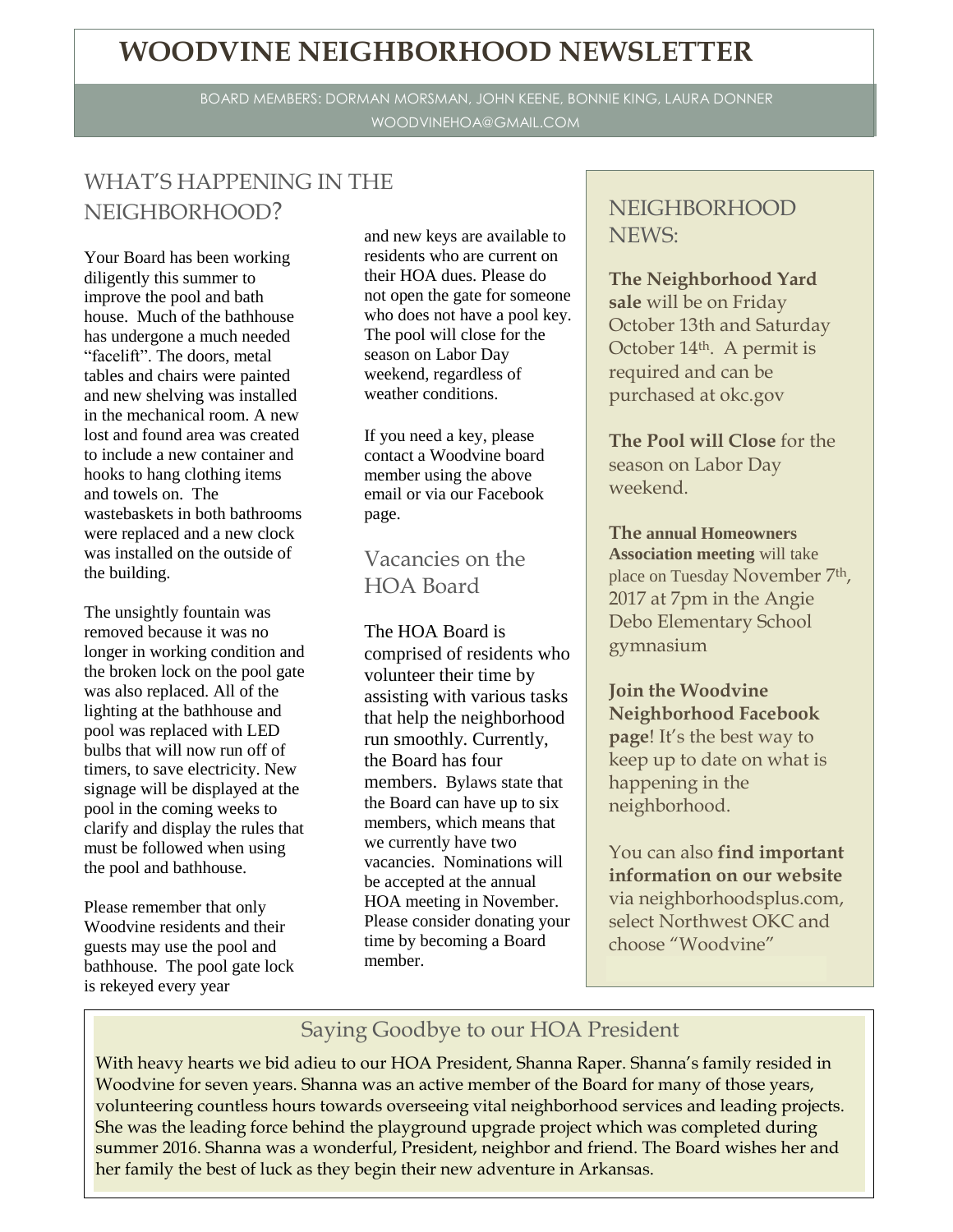# WOODVINE NEIGHBORHOOD NEWSLETTER

BOARD MEMBERS: DORMAN MORSMAN, JOHN KEENE, BONNIE KING, LAURA DONNER

WOODVINEHOA@GMAIL.COM

## WHAT'S HAPPENING IN THE NEIGHBORHOOD?

Your Board has been working diligently this summer to improve the pool and bath house. Much of the bathhouse has undergone a much needed "facelift". The doors, metal tables and chairs were painted and new shelving was installed in the mechanical room. A new lost and found area was created to include a new container and hooks to hang clothing items and towels on. The wastebaskets in both bathrooms were replaced and a new clock was installed on the outside of the building.

The unsightly fountain was removed because it was no longer in working condition and the broken lock on the pool gate was also replaced. All of the lighting at the bathhouse and pool was replaced with LED bulbs that will now run off of timers, to save electricity. New signage will be displayed at the pool in the coming weeks to clarify and display the rules that must be followed when using the pool and bathhouse.

Please remember that only Woodvine residents and their guests may use the pool and bathhouse. The pool gate lock is rekeyed every year and new keys are available to residents who are current on their HOA dues. Please do not open the gate for someone who does not have a pool key. The pool will close for the season on Labor Day weekend, regardless of weather conditions.

If you need a key, please contact a Woodvine board member using the above email or via our Facebook page.

## Vacancies on the HOA Board

The HOA Board is comprised of residents who volunteer their time by assisting with various tasks that help the neighborhood run smoothly. Currently, the Board has four members. Bylaws state that the Board can have up to six members, which means that we currently have two vacancies. Nominations will be accepted at the annual HOA meeting in November. Please consider donating your time by becoming a Board member.

## NEIGHBORHOOD NEWS:

**The Neighborhood Yard sale** will be on Friday October 13th and Saturday October 14th. A permit is required and can be purchased at okc.gov

**The Pool will Close** for the season on Labor Day weekend.

**The annual Homeowners Association meeting** will take place on Tuesday November 7th, 2017 at 7pm in the Angie Debo Elementary School gymnasium

**Join the Woodvine Neighborhood Facebook page**! It's the best way to keep up to date on what is happening in the neighborhood.

You can also **find important information on our website** via neighborhoodsplus.com, select Northwest OKC and choose "Woodvine"

## Saying Goodbye to our HOA President

With heavy hearts we bid adieu to our HOA President, Shanna Raper. Shanna's family resided in Woodvine for seven years. Shanna was an active member of the Board for many of those years, volunteering countless hours towards overseeing vital neighborhood services and leading projects. She was the leading force behind the playground upgrade project which was completed during summer 2016. Shanna was a wonderful, President, neighbor and friend. The Board wishes her and her family the best of luck as they begin their new adventure in Arkansas.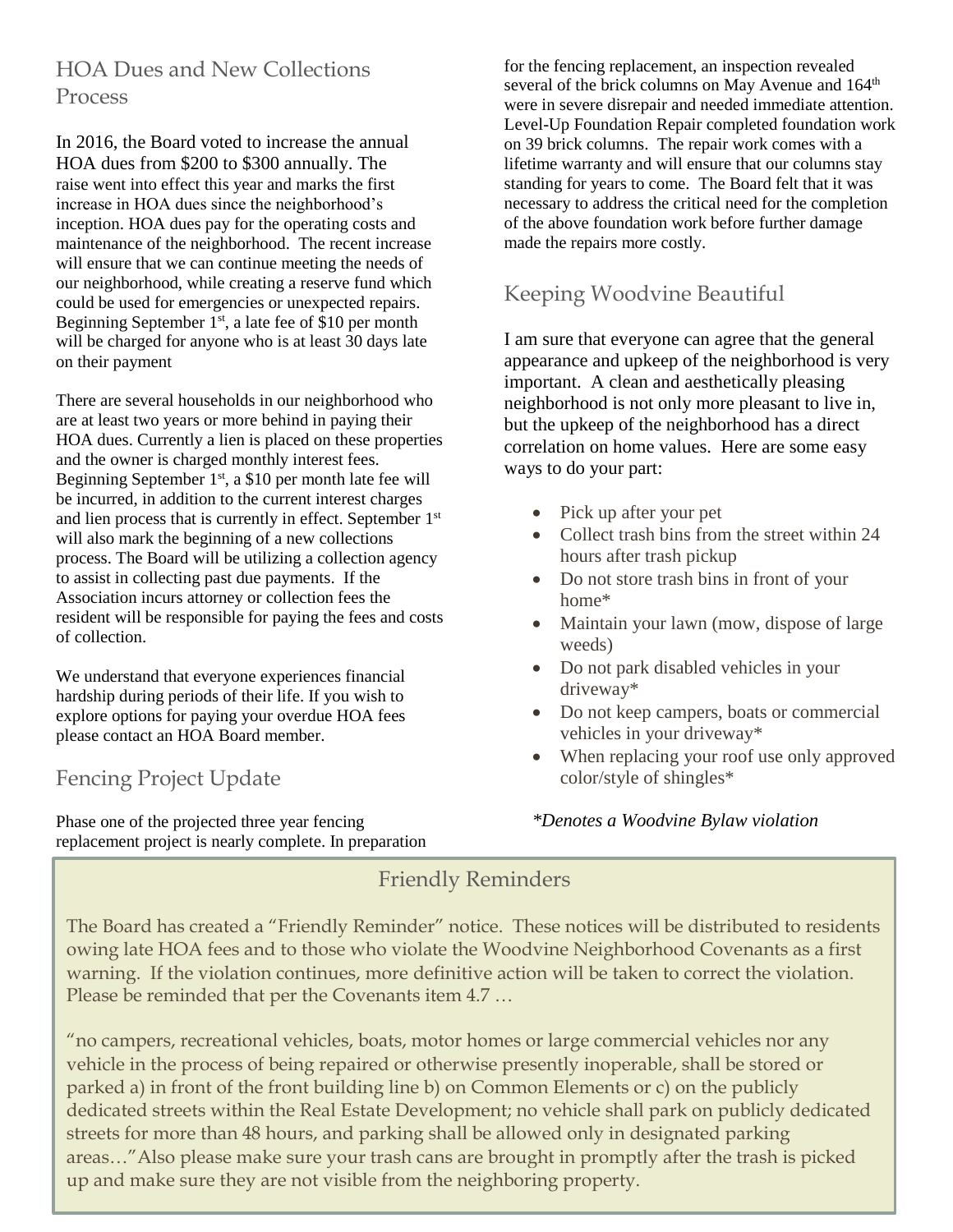## HOA Dues and New Collections Process

In 2016, the Board voted to increase the annual HOA dues from $200 to $300 annually. The raise went into effect this year and marks the first increase in HOA dues since the neighborhood's inception. HOA dues pay for the operating costs and maintenance of the neighborhood. The recent increase will ensure that we can continue meeting the needs of our neighborhood, while creating a reserve fund which could be used for emergencies or unexpected repairs. Beginning September 1st, a late fee of $10 per month will be charged for anyone who is at least 30 days late on their payment

There are several households in our neighborhood who are at least two years or more behind in paying their HOA dues. Currently a lien is placed on these properties and the owner is charged monthly interest fees. Beginning September 1st, a $10 per month late fee will be incurred, in addition to the current interest charges and lien process that is currently in effect. September 1st will also mark the beginning of a new collections process. The Board will be utilizing a collection agency to assist in collecting past due payments. If the Association incurs attorney or collection fees the resident will be responsible for paying the fees and costs of collection.

We understand that everyone experiences financial hardship during periods of their life. If you wish to explore options for paying your overdue HOA fees please contact an HOA Board member.

## Fencing Project Update

Phase one of the projected three year fencing replacement project is nearly complete. In preparation for the fencing replacement, an inspection revealed several of the brick columns on May Avenue and 164th were in severe disrepair and needed immediate attention. Level-Up Foundation Repair completed foundation work on 39 brick columns. The repair work comes with a lifetime warranty and will ensure that our columns stay standing for years to come. The Board felt that it was necessary to address the critical need for the completion of the above foundation work before further damage made the repairs more costly.

## Keeping Woodvine Beautiful

I am sure that everyone can agree that the general appearance and upkeep of the neighborhood is very important. A clean and aesthetically pleasing neighborhood is not only more pleasant to live in, but the upkeep of the neighborhood has a direct correlation on home values. Here are some easy ways to do your part:

- Pick up after your pet
- Collect trash bins from the street within 24 hours after trash pickup
- Do not store trash bins in front of your home*
- Maintain your lawn (mow, dispose of large weeds)
- Do not park disabled vehicles in your driveway*
- Do not keep campers, boats or commercial vehicles in your driveway*
- When replacing your roof use only approved color/style of shingles*

*\*Denotes a Woodvine Bylaw violation*

## Friendly Reminders

The Board has created a "Friendly Reminder" notice. These notices will be distributed to residents owing late HOA fees and to those who violate the Woodvine Neighborhood Covenants as a first warning. If the violation continues, more definitive action will be taken to correct the violation. Please be reminded that per the Covenants item 4.7 …

"no campers, recreational vehicles, boats, motor homes or large commercial vehicles nor any vehicle in the process of being repaired or otherwise presently inoperable, shall be stored or parked a) in front of the front building line b) on Common Elements or c) on the publicly dedicated streets within the Real Estate Development; no vehicle shall park on publicly dedicated streets for more than 48 hours, and parking shall be allowed only in designated parking areas…"Also please make sure your trash cans are brought in promptly after the trash is picked up and make sure they are not visible from the neighboring property.